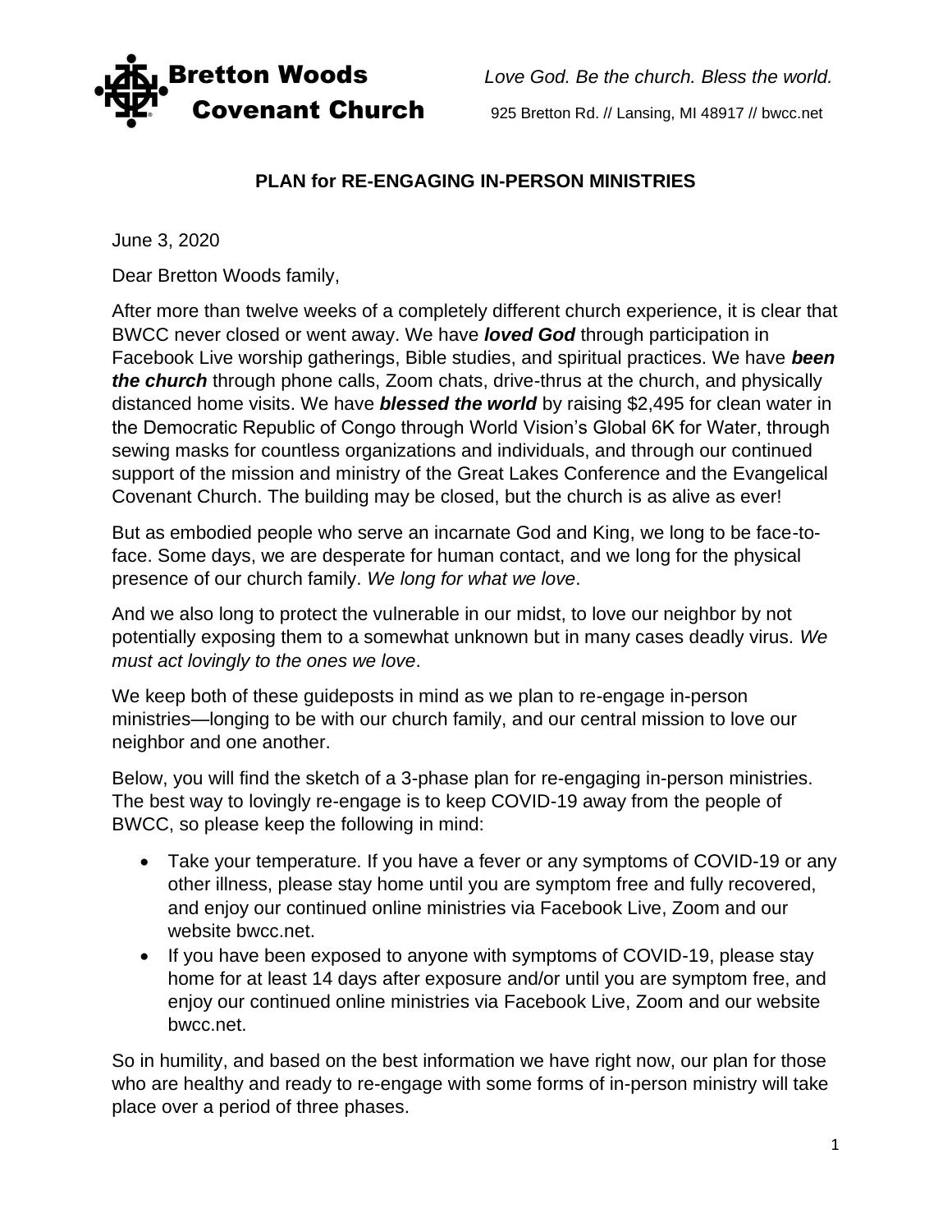Bretton Woods Covenant Church

*Love God. Be the church. Bless the world.*

925 Bretton Rd. // Lansing, MI 48917 // bwcc.net

## PLAN for RE-ENGAGING IN-PERSON MINISTRIES

June 3, 2020

Dear Bretton Woods family,

After more than twelve weeks of a completely different church experience, it is clear that BWCC never closed or went away. We have ***loved God*** through participation in Facebook Live worship gatherings, Bible studies, and spiritual practices. We have ***been the church*** through phone calls, Zoom chats, drive-thrus at the church, and physically distanced home visits. We have ***blessed the world*** by raising $2,495 for clean water in the Democratic Republic of Congo through World Vision's Global 6K for Water, through sewing masks for countless organizations and individuals, and through our continued support of the mission and ministry of the Great Lakes Conference and the Evangelical Covenant Church. The building may be closed, but the church is as alive as ever!

But as embodied people who serve an incarnate God and King, we long to be face-to-face. Some days, we are desperate for human contact, and we long for the physical presence of our church family. *We long for what we love*.

And we also long to protect the vulnerable in our midst, to love our neighbor by not potentially exposing them to a somewhat unknown but in many cases deadly virus. *We must act lovingly to the ones we love*.

We keep both of these guideposts in mind as we plan to re-engage in-person ministries—longing to be with our church family, and our central mission to love our neighbor and one another.

Below, you will find the sketch of a 3-phase plan for re-engaging in-person ministries. The best way to lovingly re-engage is to keep COVID-19 away from the people of BWCC, so please keep the following in mind:

- Take your temperature. If you have a fever or any symptoms of COVID-19 or any other illness, please stay home until you are symptom free and fully recovered, and enjoy our continued online ministries via Facebook Live, Zoom and our website bwcc.net.
- If you have been exposed to anyone with symptoms of COVID-19, please stay home for at least 14 days after exposure and/or until you are symptom free, and enjoy our continued online ministries via Facebook Live, Zoom and our website bwcc.net.

So in humility, and based on the best information we have right now, our plan for those who are healthy and ready to re-engage with some forms of in-person ministry will take place over a period of three phases.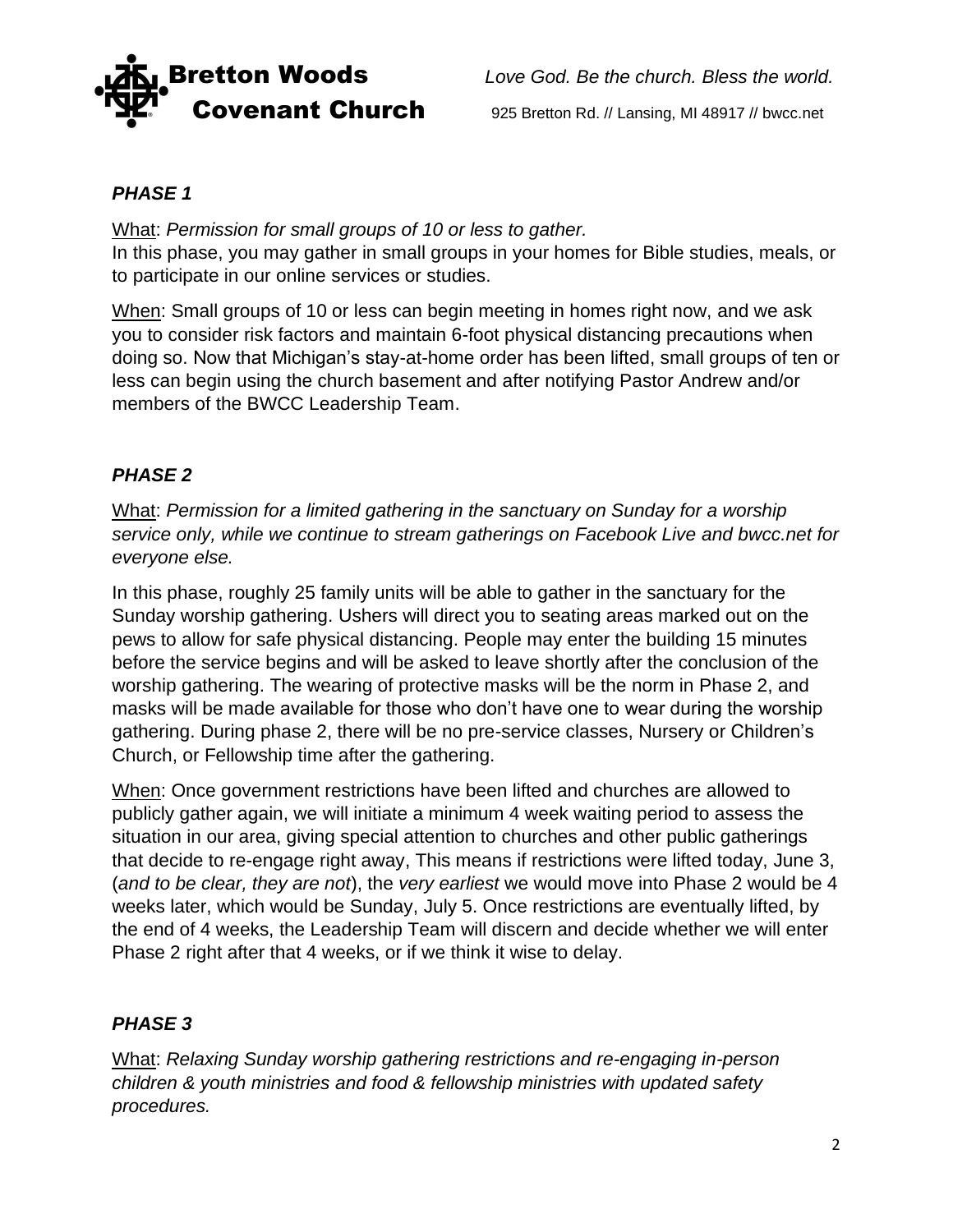### *PHASE 1*

What: *Permission for small groups of 10 or less to gather.*
In this phase, you may gather in small groups in your homes for Bible studies, meals, or to participate in our online services or studies.

When: Small groups of 10 or less can begin meeting in homes right now, and we ask you to consider risk factors and maintain 6-foot physical distancing precautions when doing so. Now that Michigan's stay-at-home order has been lifted, small groups of ten or less can begin using the church basement and after notifying Pastor Andrew and/or members of the BWCC Leadership Team.

### *PHASE 2*

What: *Permission for a limited gathering in the sanctuary on Sunday for a worship service only, while we continue to stream gatherings on Facebook Live and bwcc.net for everyone else.*

In this phase, roughly 25 family units will be able to gather in the sanctuary for the Sunday worship gathering. Ushers will direct you to seating areas marked out on the pews to allow for safe physical distancing. People may enter the building 15 minutes before the service begins and will be asked to leave shortly after the conclusion of the worship gathering. The wearing of protective masks will be the norm in Phase 2, and masks will be made available for those who don't have one to wear during the worship gathering. During phase 2, there will be no pre-service classes, Nursery or Children's Church, or Fellowship time after the gathering.

When: Once government restrictions have been lifted and churches are allowed to publicly gather again, we will initiate a minimum 4 week waiting period to assess the situation in our area, giving special attention to churches and other public gatherings that decide to re-engage right away, This means if restrictions were lifted today, June 3, (*and to be clear, they are not*), the *very earliest* we would move into Phase 2 would be 4 weeks later, which would be Sunday, July 5. Once restrictions are eventually lifted, by the end of 4 weeks, the Leadership Team will discern and decide whether we will enter Phase 2 right after that 4 weeks, or if we think it wise to delay.

### *PHASE 3*

What: *Relaxing Sunday worship gathering restrictions and re-engaging in-person children & youth ministries and food & fellowship ministries with updated safety procedures.*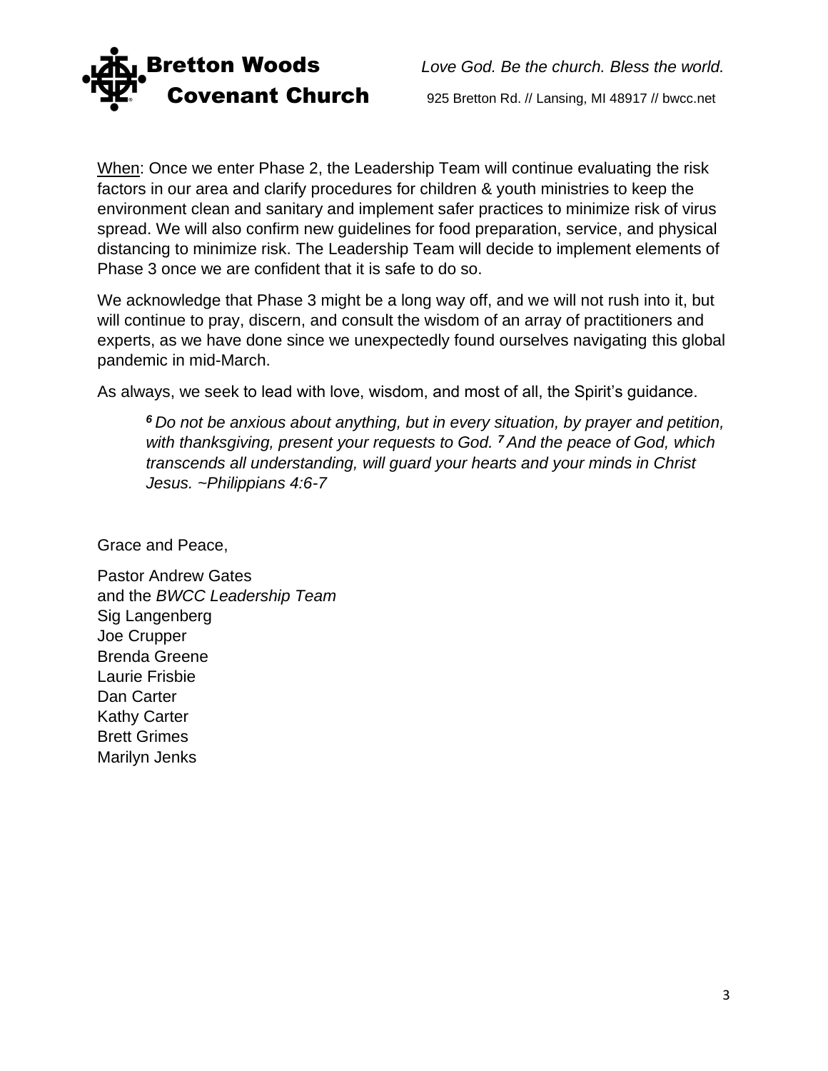When: Once we enter Phase 2, the Leadership Team will continue evaluating the risk factors in our area and clarify procedures for children & youth ministries to keep the environment clean and sanitary and implement safer practices to minimize risk of virus spread. We will also confirm new guidelines for food preparation, service, and physical distancing to minimize risk. The Leadership Team will decide to implement elements of Phase 3 once we are confident that it is safe to do so.

We acknowledge that Phase 3 might be a long way off, and we will not rush into it, but will continue to pray, discern, and consult the wisdom of an array of practitioners and experts, as we have done since we unexpectedly found ourselves navigating this global pandemic in mid-March.

As always, we seek to lead with love, wisdom, and most of all, the Spirit's guidance.

> *[6] Do not be anxious about anything, but in every situation, by prayer and petition, with thanksgiving, present your requests to God. [7] And the peace of God, which transcends all understanding, will guard your hearts and your minds in Christ Jesus. ~Philippians 4:6-7*

Grace and Peace,

Pastor Andrew Gates
and the *BWCC Leadership Team*
Sig Langenberg
Joe Crupper
Brenda Greene
Laurie Frisbie
Dan Carter
Kathy Carter
Brett Grimes
Marilyn Jenks